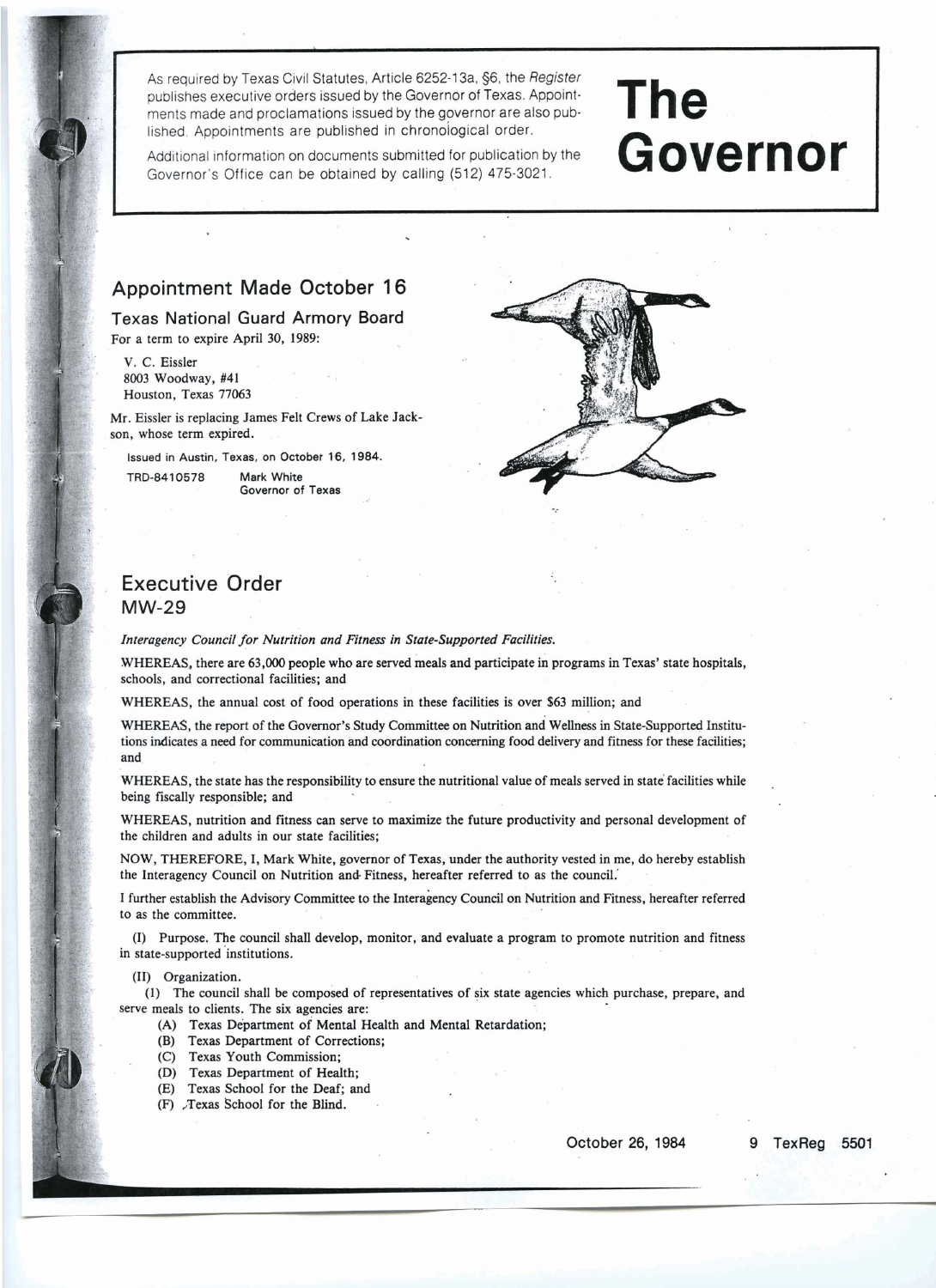As required by Texas Civil Statutes, Article 6252-13a, §6, the *Register* publishes executive orders issued by the Governor of Texas. Appointments made and proclamations issued by the governor are also published. Appointments are published in chronological order.

Additional information on documents submitted for publication by the Governor's Office can be obtained by calling (512) 475-3021.

# The Governor

## Appointment Made October 16

### Texas National Guard Armory Board

For a term to expire April 30, 1989:

V. C. Eissler
8003 Woodway, #41
Houston, Texas 77063

Mr. Eissler is replacing James Felt Crews of Lake Jackson, whose term expired.

Issued in Austin, Texas, on October 16, 1984.

TRD-8410578 Mark White
Governor of Texas

## Executive Order MW-29

*Interagency Council for Nutrition and Fitness in State-Supported Facilities.*

WHEREAS, there are 63,000 people who are served meals and participate in programs in Texas' state hospitals, schools, and correctional facilities; and

WHEREAS, the annual cost of food operations in these facilities is over $63 million; and

WHEREAS, the report of the Governor's Study Committee on Nutrition and Wellness in State-Supported Institutions indicates a need for communication and coordination concerning food delivery and fitness for these facilities; and

WHEREAS, the state has the responsibility to ensure the nutritional value of meals served in state facilities while being fiscally responsible; and

WHEREAS, nutrition and fitness can serve to maximize the future productivity and personal development of the children and adults in our state facilities;

NOW, THEREFORE, I, Mark White, governor of Texas, under the authority vested in me, do hereby establish the Interagency Council on Nutrition and Fitness, hereafter referred to as the council.

I further establish the Advisory Committee to the Interagency Council on Nutrition and Fitness, hereafter referred to as the committee.

(I) Purpose. The council shall develop, monitor, and evaluate a program to promote nutrition and fitness in state-supported institutions.

(II) Organization.

(1) The council shall be composed of representatives of six state agencies which purchase, prepare, and serve meals to clients. The six agencies are:

(A) Texas Department of Mental Health and Mental Retardation;
(B) Texas Department of Corrections;
(C) Texas Youth Commission;
(D) Texas Department of Health;
(E) Texas School for the Deaf; and
(F) Texas School for the Blind.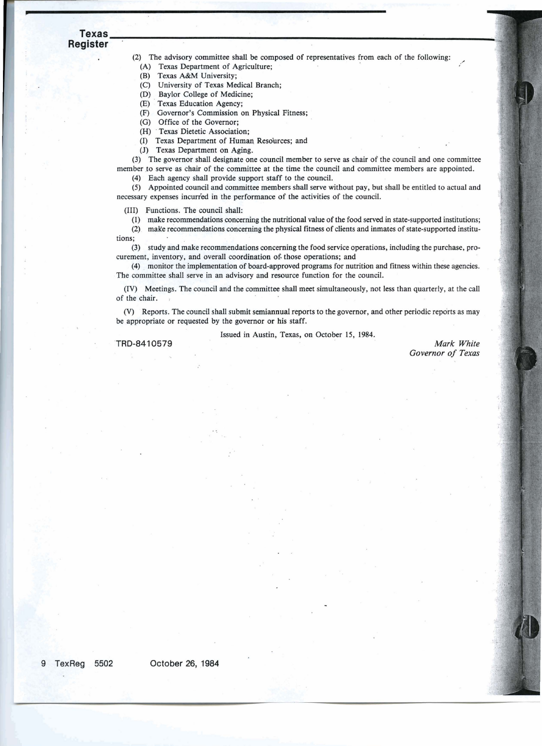(2) The advisory committee shall be composed of representatives from each of the following:

(A) Texas Department of Agriculture;

(B) Texas A&M University;

(C) University of Texas Medical Branch;

(D) Baylor College of Medicine;

(E) Texas Education Agency;

(F) Governor's Commission on Physical Fitness;

(G) Office of the Governor;

(H) Texas Dietetic Association;

(I) Texas Department of Human Resources; and

(J) Texas Department on Aging.

(3) The governor shall designate one council member to serve as chair of the council and one committee member to serve as chair of the committee at the time the council and committee members are appointed.

(4) Each agency shall provide support staff to the council.

(5) Appointed council and committee members shall serve without pay, but shall be entitled to actual and necessary expenses incurred in the performance of the activities of the council.

(III) Functions. The council shall:

(1) make recommendations concerning the nutritional value of the food served in state-supported institutions;

(2) make recommendations concerning the physical fitness of clients and inmates of state-supported institutions;

(3) study and make recommendations concerning the food service operations, including the purchase, procurement, inventory, and overall coordination of those operations; and

(4) monitor the implementation of board-approved programs for nutrition and fitness within these agencies. The committee shall serve in an advisory and resource function for the council.

(IV) Meetings. The council and the committee shall meet simultaneously, not less than quarterly, at the call of the chair.

(V) Reports. The council shall submit semiannual reports to the governor, and other periodic reports as may be appropriate or requested by the governor or his staff.

Issued in Austin, Texas, on October 15, 1984.

TRD-8410579

*Mark White*
*Governor of Texas*